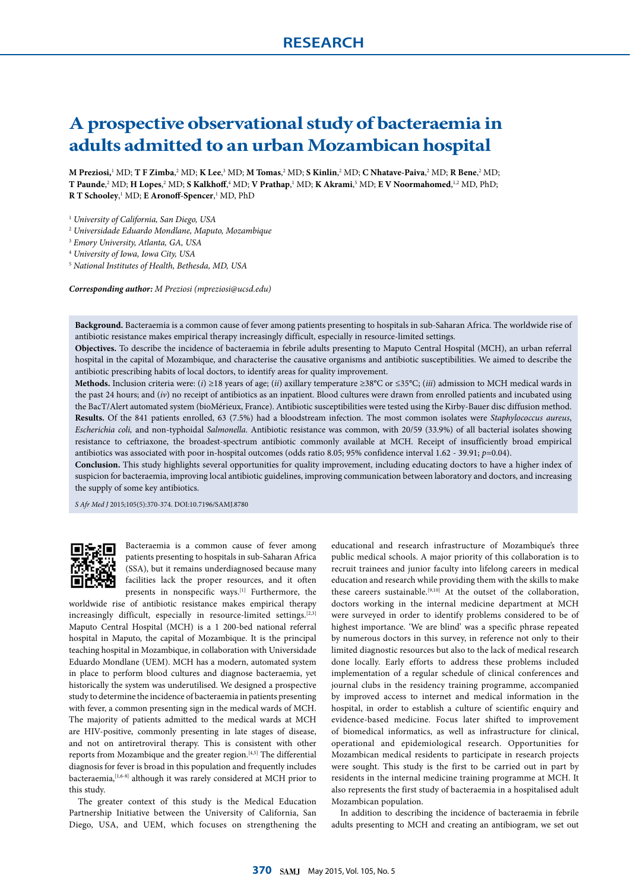RESEARCH

# A prospective observational study of bacteraemia in adults admitted to an urban Mozambican hospital

**M Preziosi,**[1] MD; **T F Zimba**,[2] MD; **K Lee**,[3] MD; **M Tomas**,[2] MD; **S Kinlin**,[2] MD; **C Nhatave-Paiva**,[2] MD; **R Bene**,[2] MD; **T Paunde**,[2] MD; **H Lopes**,[2] MD; **S Kalkhoff**,[4] MD; **V Prathap**,[1] MD; **K Akrami**,[5] MD; **E V Noormahomed**,[1,2] MD, PhD; **R T Schooley**,[1] MD; **E Aronoff-Spencer**,[1] MD, PhD

[1] *University of California, San Diego, USA*
[2] *Universidade Eduardo Mondlane, Maputo, Mozambique*
[3] *Emory University, Atlanta, GA, USA*
[4] *University of Iowa, Iowa City, USA*
[5] *National Institutes of Health, Bethesda, MD, USA*

***Corresponding author:*** *M Preziosi (mpreziosi@ucsd.edu)*

**Background.** Bacteraemia is a common cause of fever among patients presenting to hospitals in sub-Saharan Africa. The worldwide rise of antibiotic resistance makes empirical therapy increasingly difficult, especially in resource-limited settings.

**Objectives.** To describe the incidence of bacteraemia in febrile adults presenting to Maputo Central Hospital (MCH), an urban referral hospital in the capital of Mozambique, and characterise the causative organisms and antibiotic susceptibilities. We aimed to describe the antibiotic prescribing habits of local doctors, to identify areas for quality improvement.

**Methods.** Inclusion criteria were: (*i*) ≥18 years of age; (*ii*) axillary temperature ≥38°C or ≤35°C; (*iii*) admission to MCH medical wards in the past 24 hours; and (*iv*) no receipt of antibiotics as an inpatient. Blood cultures were drawn from enrolled patients and incubated using the BacT/Alert automated system (bioMérieux, France). Antibiotic susceptibilities were tested using the Kirby-Bauer disc diffusion method.

**Results.** Of the 841 patients enrolled, 63 (7.5%) had a bloodstream infection. The most common isolates were *Staphylococcus aureus*, *Escherichia coli,* and non-typhoidal *Salmonella*. Antibiotic resistance was common, with 20/59 (33.9%) of all bacterial isolates showing resistance to ceftriaxone, the broadest-spectrum antibiotic commonly available at MCH. Receipt of insufficiently broad empirical antibiotics was associated with poor in-hospital outcomes (odds ratio 8.05; 95% confidence interval 1.62 - 39.91; $p$=0.04).

**Conclusion.** This study highlights several opportunities for quality improvement, including educating doctors to have a higher index of suspicion for bacteraemia, improving local antibiotic guidelines, improving communication between laboratory and doctors, and increasing the supply of some key antibiotics.

*S Afr Med J* 2015;105(5):370-374. DOI:10.7196/SAMJ.8780

Bacteraemia is a common cause of fever among patients presenting to hospitals in sub-Saharan Africa (SSA), but it remains underdiagnosed because many facilities lack the proper resources, and it often presents in nonspecific ways.[1] Furthermore, the worldwide rise of antibiotic resistance makes empirical therapy increasingly difficult, especially in resource-limited settings.[2,3] Maputo Central Hospital (MCH) is a 1 200-bed national referral hospital in Maputo, the capital of Mozambique. It is the principal teaching hospital in Mozambique, in collaboration with Universidade Eduardo Mondlane (UEM). MCH has a modern, automated system in place to perform blood cultures and diagnose bacteraemia, yet historically the system was underutilised. We designed a prospective study to determine the incidence of bacteraemia in patients presenting with fever, a common presenting sign in the medical wards of MCH. The majority of patients admitted to the medical wards at MCH are HIV-positive, commonly presenting in late stages of disease, and not on antiretroviral therapy. This is consistent with other reports from Mozambique and the greater region.[4,5] The differential diagnosis for fever is broad in this population and frequently includes bacteraemia,[1,6-8] although it was rarely considered at MCH prior to this study.

The greater context of this study is the Medical Education Partnership Initiative between the University of California, San Diego, USA, and UEM, which focuses on strengthening the educational and research infrastructure of Mozambique's three public medical schools. A major priority of this collaboration is to recruit trainees and junior faculty into lifelong careers in medical education and research while providing them with the skills to make these careers sustainable.[9,10] At the outset of the collaboration, doctors working in the internal medicine department at MCH were surveyed in order to identify problems considered to be of highest importance. 'We are blind' was a specific phrase repeated by numerous doctors in this survey, in reference not only to their limited diagnostic resources but also to the lack of medical research done locally. Early efforts to address these problems included implementation of a regular schedule of clinical conferences and journal clubs in the residency training programme, accompanied by improved access to internet and medical information in the hospital, in order to establish a culture of scientific enquiry and evidence-based medicine. Focus later shifted to improvement of biomedical informatics, as well as infrastructure for clinical, operational and epidemiological research. Opportunities for Mozambican medical residents to participate in research projects were sought. This study is the first to be carried out in part by residents in the internal medicine training programme at MCH. It also represents the first study of bacteraemia in a hospitalised adult Mozambican population.

In addition to describing the incidence of bacteraemia in febrile adults presenting to MCH and creating an antibiogram, we set out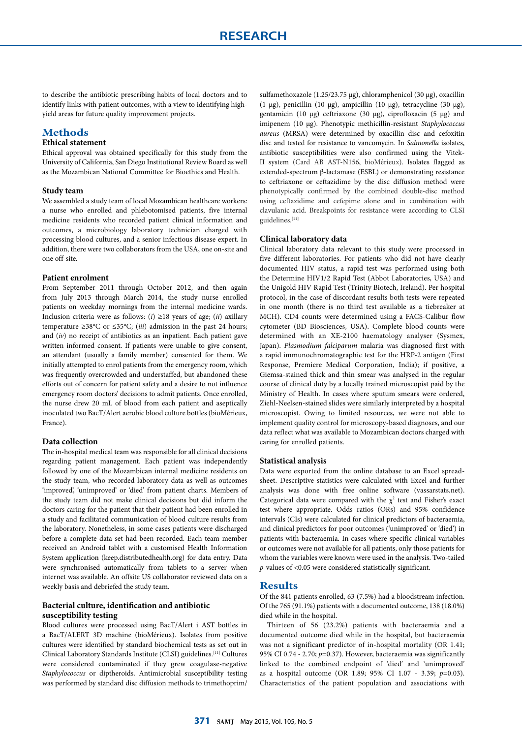to describe the antibiotic prescribing habits of local doctors and to identify links with patient outcomes, with a view to identifying high-yield areas for future quality improvement projects.

## Methods

### Ethical statement

Ethical approval was obtained specifically for this study from the University of California, San Diego Institutional Review Board as well as the Mozambican National Committee for Bioethics and Health.

### Study team

We assembled a study team of local Mozambican healthcare workers: a nurse who enrolled and phlebotomised patients, five internal medicine residents who recorded patient clinical information and outcomes, a microbiology laboratory technician charged with processing blood cultures, and a senior infectious disease expert. In addition, there were two collaborators from the USA, one on-site and one off-site.

### Patient enrolment

From September 2011 through October 2012, and then again from July 2013 through March 2014, the study nurse enrolled patients on weekday mornings from the internal medicine wards. Inclusion criteria were as follows: (*i*) ≥18 years of age; (*ii*) axillary temperature ≥38°C or ≤35°C; (*iii*) admission in the past 24 hours; and (*iv*) no receipt of antibiotics as an inpatient. Each patient gave written informed consent. If patients were unable to give consent, an attendant (usually a family member) consented for them. We initially attempted to enrol patients from the emergency room, which was frequently overcrowded and understaffed, but abandoned these efforts out of concern for patient safety and a desire to not influence emergency room doctors' decisions to admit patients. Once enrolled, the nurse drew 20 mL of blood from each patient and aseptically inoculated two BacT/Alert aerobic blood culture bottles (bioMérieux, France).

### Data collection

The in-hospital medical team was responsible for all clinical decisions regarding patient management. Each patient was independently followed by one of the Mozambican internal medicine residents on the study team, who recorded laboratory data as well as outcomes 'improved', 'unimproved' or 'died' from patient charts. Members of the study team did not make clinical decisions but did inform the doctors caring for the patient that their patient had been enrolled in a study and facilitated communication of blood culture results from the laboratory. Nonetheless, in some cases patients were discharged before a complete data set had been recorded. Each team member received an Android tablet with a customised Health Information System application (keep.distributedhealth.org) for data entry. Data were synchronised automatically from tablets to a server when internet was available. An offsite US collaborator reviewed data on a weekly basis and debriefed the study team.

### Bacterial culture, identification and antibiotic susceptibility testing

Blood cultures were processed using BacT/Alert i AST bottles in a BacT/ALERT 3D machine (bioMérieux). Isolates from positive cultures were identified by standard biochemical tests as set out in Clinical Laboratory Standards Institute (CLSI) guidelines.[11] Cultures were considered contaminated if they grew coagulase-negative *Staphylococcus* or diptheroids. Antimicrobial susceptibility testing was performed by standard disc diffusion methods to trimethoprim/sulfamethoxazole (1.25/23.75 μg), chloramphenicol (30 μg), oxacillin (1 μg), penicillin (10 μg), ampicillin (10 μg), tetracycline (30 μg), gentamicin (10 μg) ceftriaxone (30 μg), ciprofloxacin (5 μg) and imipenem (10 μg). Phenotypic methicillin-resistant *Staphylococcus aureus* (MRSA) were determined by oxacillin disc and cefoxitin disc and tested for resistance to vancomycin. In *Salmonella* isolates, antibiotic susceptibilities were also confirmed using the Vitek-II system (Card AB AST-N156, bioMérieux). Isolates flagged as extended-spectrum β-lactamase (ESBL) or demonstrating resistance to ceftriaxone or ceftazidime by the disc diffusion method were phenotypically confirmed by the combined double-disc method using ceftazidime and cefepime alone and in combination with clavulanic acid. Breakpoints for resistance were according to CLSI guidelines.[11]

### Clinical laboratory data

Clinical laboratory data relevant to this study were processed in five different laboratories. For patients who did not have clearly documented HIV status, a rapid test was performed using both the Determine HIV1/2 Rapid Test (Abbot Laboratories, USA) and the Unigold HIV Rapid Test (Trinity Biotech, Ireland). Per hospital protocol, in the case of discordant results both tests were repeated in one month (there is no third test available as a tiebreaker at MCH). CD4 counts were determined using a FACS-Calibur flow cytometer (BD Biosciences, USA). Complete blood counts were determined with an XE-2100 haematology analyser (Sysmex, Japan). *Plasmodium falciparum* malaria was diagnosed first with a rapid immunochromatographic test for the HRP-2 antigen (First Response, Premiere Medical Corporation, India); if positive, a Giemsa-stained thick and thin smear was analysed in the regular course of clinical duty by a locally trained microscopist paid by the Ministry of Health. In cases where sputum smears were ordered, Ziehl-Neelsen-stained slides were similarly interpreted by a hospital microscopist. Owing to limited resources, we were not able to implement quality control for microscopy-based diagnoses, and our data reflect what was available to Mozambican doctors charged with caring for enrolled patients.

### Statistical analysis

Data were exported from the online database to an Excel spreadsheet. Descriptive statistics were calculated with Excel and further analysis was done with free online software (vassarstats.net). Categorical data were compared with the $\chi^2$ test and Fisher's exact test where appropriate. Odds ratios (ORs) and 95% confidence intervals (CIs) were calculated for clinical predictors of bacteraemia, and clinical predictors for poor outcomes ('unimproved' or 'died') in patients with bacteraemia. In cases where specific clinical variables or outcomes were not available for all patients, only those patients for whom the variables were known were used in the analysis. Two-tailed *p*-values of <0.05 were considered statistically significant.

## Results

Of the 841 patients enrolled, 63 (7.5%) had a bloodstream infection. Of the 765 (91.1%) patients with a documented outcome, 138 (18.0%) died while in the hospital.

Thirteen of 56 (23.2%) patients with bacteraemia and a documented outcome died while in the hospital, but bacteraemia was not a significant predictor of in-hospital mortality (OR 1.41; 95% CI 0.74 - 2.70; $p$=0.37). However, bacteraemia was significantly linked to the combined endpoint of 'died' and 'unimproved' as a hospital outcome (OR 1.89; 95% CI 1.07 - 3.39; $p$=0.03). Characteristics of the patient population and associations with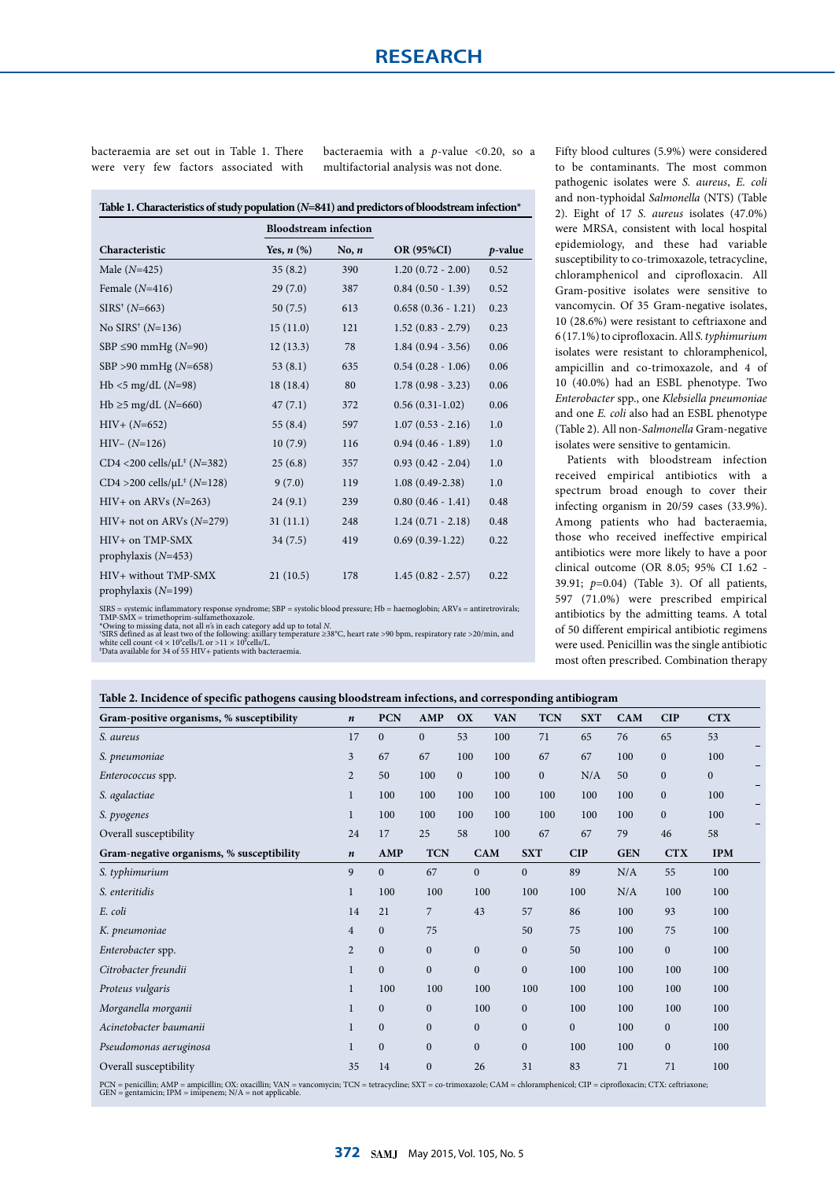bacteraemia are set out in Table 1. There were very few factors associated with bacteraemia with a $p$-value <0.20, so a multifactorial analysis was not done.

**Table 1. Characteristics of study population ($N$=841) and predictors of bloodstream infection***

| Characteristic | Bloodstream infection | | OR (95%CI) | $p$-value |
|---|---|---|---|---|
| | Yes, $n$ (%) | No, $n$ | | |
| Male ($N$=425) | 35 (8.2) | 390 | 1.20 (0.72 - 2.00) | 0.52 |
| Female ($N$=416) | 29 (7.0) | 387 | 0.84 (0.50 - 1.39) | 0.52 |
| SIRS† ($N$=663) | 50 (7.5) | 613 | 0.658 (0.36 - 1.21) | 0.23 |
| No SIRS† ($N$=136) | 15 (11.0) | 121 | 1.52 (0.83 - 2.79) | 0.23 |
| SBP ≤90 mmHg ($N$=90) | 12 (13.3) | 78 | 1.84 (0.94 - 3.56) | 0.06 |
| SBP >90 mmHg ($N$=658) | 53 (8.1) | 635 | 0.54 (0.28 - 1.06) | 0.06 |
| Hb <5 mg/dL ($N$=98) | 18 (18.4) | 80 | 1.78 (0.98 - 3.23) | 0.06 |
| Hb ≥5 mg/dL ($N$=660) | 47 (7.1) | 372 | 0.56 (0.31-1.02) | 0.06 |
| HIV+ ($N$=652) | 55 (8.4) | 597 | 1.07 (0.53 - 2.16) | 1.0 |
| HIV– ($N$=126) | 10 (7.9) | 116 | 0.94 (0.46 - 1.89) | 1.0 |
| CD4 <200 cells/µL‡ ($N$=382) | 25 (6.8) | 357 | 0.93 (0.42 - 2.04) | 1.0 |
| CD4 >200 cells/µL‡ ($N$=128) | 9 (7.0) | 119 | 1.08 (0.49-2.38) | 1.0 |
| HIV+ on ARVs ($N$=263) | 24 (9.1) | 239 | 0.80 (0.46 - 1.41) | 0.48 |
| HIV+ not on ARVs ($N$=279) | 31 (11.1) | 248 | 1.24 (0.71 - 2.18) | 0.48 |
| HIV+ on TMP-SMX prophylaxis ($N$=453) | 34 (7.5) | 419 | 0.69 (0.39-1.22) | 0.22 |
| HIV+ without TMP-SMX prophylaxis ($N$=199) | 21 (10.5) | 178 | 1.45 (0.82 - 2.57) | 0.22 |

SIRS = systemic inflammatory response syndrome; SBP = systolic blood pressure; Hb = haemoglobin; ARVs = antiretrovirals; TMP-SMX = trimethoprim-sulfamethoxazole.
*Owing to missing data, not all $n$'s in each category add up to total $N$.
†SIRS defined as at least two of the following: axillary temperature ≥38°C, heart rate >90 bpm, respiratory rate >20/min, and white cell count $<4 \times 10^9$cells/L or $>11 \times 10^9$cells/L.
‡Data available for 34 of 55 HIV+ patients with bacteraemia.

Fifty blood cultures (5.9%) were considered to be contaminants. The most common pathogenic isolates were *S. aureus*, *E. coli* and non-typhoidal *Salmonella* (NTS) (Table 2). Eight of 17 *S. aureus* isolates (47.0%) were MRSA, consistent with local hospital epidemiology, and these had variable susceptibility to co-trimoxazole, tetracycline, chloramphenicol and ciprofloxacin. All Gram-positive isolates were sensitive to vancomycin. Of 35 Gram-negative isolates, 10 (28.6%) were resistant to ceftriaxone and 6 (17.1%) to ciprofloxacin. All *S. typhimurium* isolates were resistant to chloramphenicol, ampicillin and co-trimoxazole, and 4 of 10 (40.0%) had an ESBL phenotype. Two *Enterobacter* spp., one *Klebsiella pneumoniae* and one *E. coli* also had an ESBL phenotype (Table 2). All non-*Salmonella* Gram-negative isolates were sensitive to gentamicin.

Patients with bloodstream infection received empirical antibiotics with a spectrum broad enough to cover their infecting organism in 20/59 cases (33.9%). Among patients who had bacteraemia, those who received ineffective empirical antibiotics were more likely to have a poor clinical outcome (OR 8.05; 95% CI 1.62 - 39.91; $p$=0.04) (Table 3). Of all patients, 597 (71.0%) were prescribed empirical antibiotics by the admitting teams. A total of 50 different empirical antibiotic regimens were used. Penicillin was the single antibiotic most often prescribed. Combination therapy

**Table 2. Incidence of specific pathogens causing bloodstream infections, and corresponding antibiogram**

| Gram-positive organisms, % susceptibility | $n$ | PCN | AMP | OX | VAN | TCN | SXT | CAM | CIP | CTX |
|---|---|---|---|---|---|---|---|---|---|---|
| *S. aureus* | 17 | 0 | 0 | 53 | 100 | 71 | 65 | 76 | 65 | 53 |
| *S. pneumoniae* | 3 | 67 | 67 | 100 | 100 | 67 | 67 | 100 | 0 | 100 |
| *Enterococcus* spp. | 2 | 50 | 100 | 0 | 100 | 0 | N/A | 50 | 0 | 0 |
| *S. agalactiae* | 1 | 100 | 100 | 100 | 100 | 100 | 100 | 100 | 0 | 100 |
| *S. pyogenes* | 1 | 100 | 100 | 100 | 100 | 100 | 100 | 100 | 0 | 100 |
| Overall susceptibility | 24 | 17 | 25 | 58 | 100 | 67 | 67 | 79 | 46 | 58 |

| Gram-negative organisms, % susceptibility | $n$ | AMP | TCN | CAM | SXT | CIP | GEN | CTX | IPM |
|---|---|---|---|---|---|---|---|---|---|
| *S. typhimurium* | 9 | 0 | 67 | 0 | 0 | 89 | N/A | 55 | 100 |
| *S. enteritidis* | 1 | 100 | 100 | 100 | 100 | 100 | N/A | 100 | 100 |
| *E. coli* | 14 | 21 | 7 | 43 | 57 | 86 | 100 | 93 | 100 |
| *K. pneumoniae* | 4 | 0 | 75 | | 50 | 75 | 100 | 75 | 100 |
| *Enterobacter* spp. | 2 | 0 | 0 | 0 | 0 | 50 | 100 | 0 | 100 |
| *Citrobacter freundii* | 1 | 0 | 0 | 0 | 0 | 100 | 100 | 100 | 100 |
| *Proteus vulgaris* | 1 | 100 | 100 | 100 | 100 | 100 | 100 | 100 | 100 |
| *Morganella morganii* | 1 | 0 | 0 | 100 | 0 | 100 | 100 | 100 | 100 |
| *Acinetobacter baumanii* | 1 | 0 | 0 | 0 | 0 | 0 | 100 | 0 | 100 |
| *Pseudomonas aeruginosa* | 1 | 0 | 0 | 0 | 0 | 100 | 100 | 0 | 100 |
| Overall susceptibility | 35 | 14 | 0 | 26 | 31 | 83 | 71 | 71 | 100 |

PCN = penicillin; AMP = ampicillin; OX: oxacillin; VAN = vancomycin; TCN = tetracycline; SXT = co-trimoxazole; CAM = chloramphenicol; CIP = ciprofloxacin; CTX: ceftriaxone; GEN = gentamicin; IPM = imipenem; N/A = not applicable.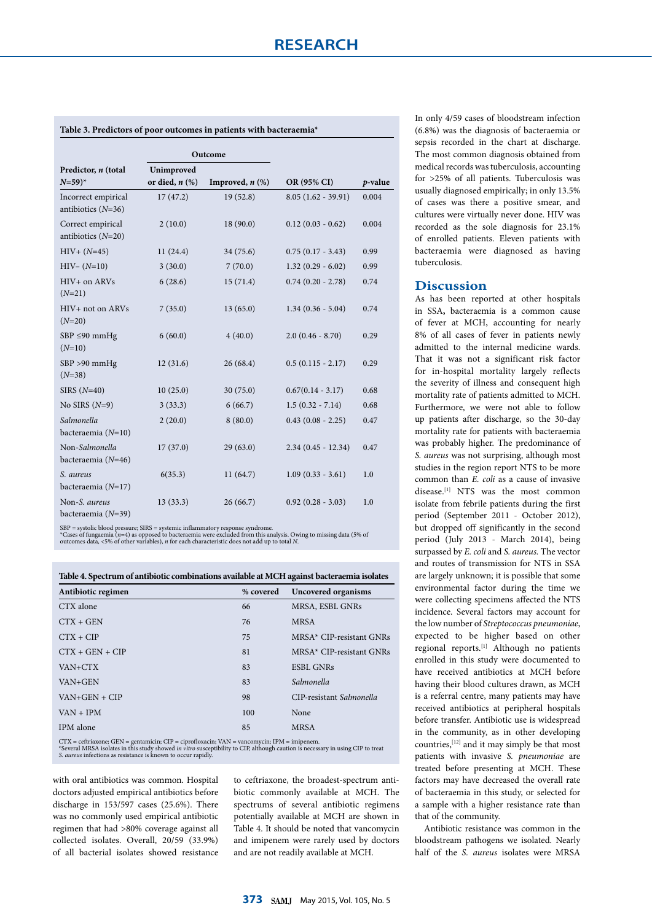**Table 3. Predictors of poor outcomes in patients with bacteraemia***

| Predictor, *n* (total *N*=59)* | Outcome: Unimproved or died, *n* (%) | Outcome: Improved, *n* (%) | OR (95% CI) | *p*-value |
|---|---|---|---|---|
| Incorrect empirical antibiotics (*N*=36) | 17 (47.2) | 19 (52.8) | 8.05 (1.62 - 39.91) | 0.004 |
| Correct empirical antibiotics (*N*=20) | 2 (10.0) | 18 (90.0) | 0.12 (0.03 - 0.62) | 0.004 |
| HIV+ (*N*=45) | 11 (24.4) | 34 (75.6) | 0.75 (0.17 - 3.43) | 0.99 |
| HIV– (*N*=10) | 3 (30.0) | 7 (70.0) | 1.32 (0.29 - 6.02) | 0.99 |
| HIV+ on ARVs (*N*=21) | 6 (28.6) | 15 (71.4) | 0.74 (0.20 - 2.78) | 0.74 |
| HIV+ not on ARVs (*N*=20) | 7 (35.0) | 13 (65.0) | 1.34 (0.36 - 5.04) | 0.74 |
| SBP ≤90 mmHg (*N*=10) | 6 (60.0) | 4 (40.0) | 2.0 (0.46 - 8.70) | 0.29 |
| SBP >90 mmHg (*N*=38) | 12 (31.6) | 26 (68.4) | 0.5 (0.115 - 2.17) | 0.29 |
| SIRS (*N*=40) | 10 (25.0) | 30 (75.0) | 0.67(0.14 - 3.17) | 0.68 |
| No SIRS (*N*=9) | 3 (33.3) | 6 (66.7) | 1.5 (0.32 - 7.14) | 0.68 |
| *Salmonella* bacteraemia (*N*=10) | 2 (20.0) | 8 (80.0) | 0.43 (0.08 - 2.25) | 0.47 |
| Non-*Salmonella* bacteraemia (*N*=46) | 17 (37.0) | 29 (63.0) | 2.34 (0.45 - 12.34) | 0.47 |
| *S. aureus* bacteraemia (*N*=17) | 6(35.3) | 11 (64.7) | 1.09 (0.33 - 3.61) | 1.0 |
| Non-*S. aureus* bacteraemia (*N*=39) | 13 (33.3) | 26 (66.7) | 0.92 (0.28 - 3.03) | 1.0 |

SBP = systolic blood pressure; SIRS = systemic inflammatory response syndrome.
*Cases of fungaemia (*n*=4) as opposed to bacteraemia were excluded from this analysis. Owing to missing data (5% of outcomes data, <5% of other variables), *n* for each characteristic does not add up to total *N*.

**Table 4. Spectrum of antibiotic combinations available at MCH against bacteraemia isolates**

| Antibiotic regimen | % covered | Uncovered organisms |
|---|---|---|
| CTX alone | 66 | MRSA, ESBL GNRs |
| CTX + GEN | 76 | MRSA |
| CTX + CIP | 75 | MRSA* CIP-resistant GNRs |
| CTX + GEN + CIP | 81 | MRSA* CIP-resistant GNRs |
| VAN+CTX | 83 | ESBL GNRs |
| VAN+GEN | 83 | *Salmonella* |
| VAN+GEN + CIP | 98 | CIP-resistant *Salmonella* |
| VAN + IPM | 100 | None |
| IPM alone | 85 | MRSA |

CTX = ceftriaxone; GEN = gentamicin; CIP = ciprofloxacin; VAN = vancomycin; IPM = imipenem.
*Several MRSA isolates in this study showed *in vitro* susceptibility to CIP, although caution is necessary in using CIP to treat *S. aureus* infections as resistance is known to occur rapidly.

with oral antibiotics was common. Hospital doctors adjusted empirical antibiotics before discharge in 153/597 cases (25.6%). There was no commonly used empirical antibiotic regimen that had >80% coverage against all collected isolates. Overall, 20/59 (33.9%) of all bacterial isolates showed resistance to ceftriaxone, the broadest-spectrum antibiotic commonly available at MCH. The spectrums of several antibiotic regimens potentially available at MCH are shown in Table 4. It should be noted that vancomycin and imipenem were rarely used by doctors and are not readily available at MCH.

In only 4/59 cases of bloodstream infection (6.8%) was the diagnosis of bacteraemia or sepsis recorded in the chart at discharge. The most common diagnosis obtained from medical records was tuberculosis, accounting for >25% of all patients. Tuberculosis was usually diagnosed empirically; in only 13.5% of cases was there a positive smear, and cultures were virtually never done. HIV was recorded as the sole diagnosis for 23.1% of enrolled patients. Eleven patients with bacteraemia were diagnosed as having tuberculosis.

## Discussion

As has been reported at other hospitals in SSA, bacteraemia is a common cause of fever at MCH, accounting for nearly 8% of all cases of fever in patients newly admitted to the internal medicine wards. That it was not a significant risk factor for in-hospital mortality largely reflects the severity of illness and consequent high mortality rate of patients admitted to MCH. Furthermore, we were not able to follow up patients after discharge, so the 30-day mortality rate for patients with bacteraemia was probably higher. The predominance of *S. aureus* was not surprising, although most studies in the region report NTS to be more common than *E. coli* as a cause of invasive disease.[1] NTS was the most common isolate from febrile patients during the first period (September 2011 - October 2012), but dropped off significantly in the second period (July 2013 - March 2014), being surpassed by *E. coli* and *S. aureus.* The vector and routes of transmission for NTS in SSA are largely unknown; it is possible that some environmental factor during the time we were collecting specimens affected the NTS incidence. Several factors may account for the low number of *Streptococcus pneumoniae*, expected to be higher based on other regional reports.[1] Although no patients enrolled in this study were documented to have received antibiotics at MCH before having their blood cultures drawn, as MCH is a referral centre, many patients may have received antibiotics at peripheral hospitals before transfer. Antibiotic use is widespread in the community, as in other developing countries,[12] and it may simply be that most patients with invasive *S. pneumoniae* are treated before presenting at MCH. These factors may have decreased the overall rate of bacteraemia in this study, or selected for a sample with a higher resistance rate than that of the community.

Antibiotic resistance was common in the bloodstream pathogens we isolated. Nearly half of the *S. aureus* isolates were MRSA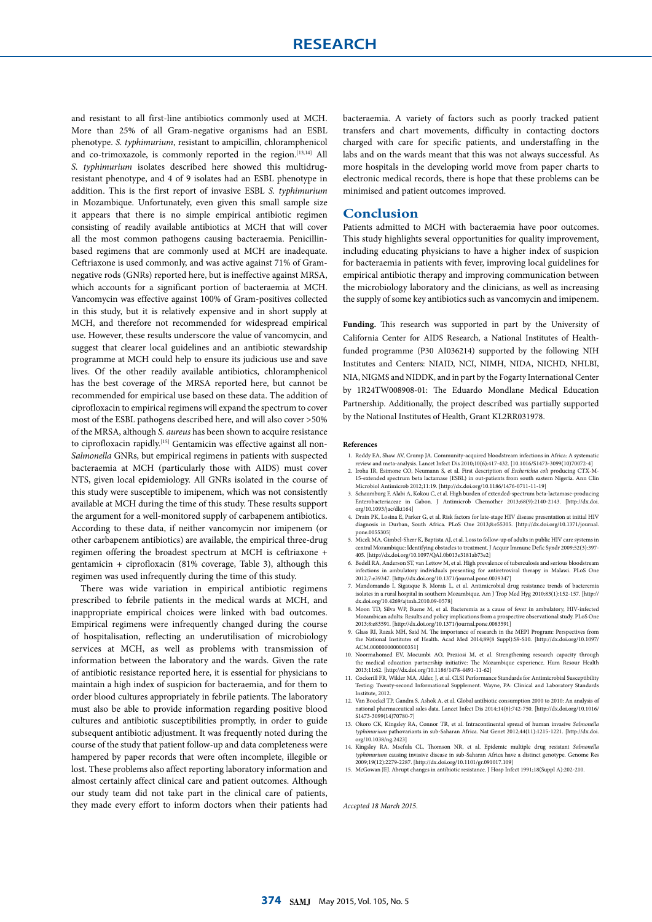and resistant to all first-line antibiotics commonly used at MCH. More than 25% of all Gram-negative organisms had an ESBL phenotype. *S. typhimurium*, resistant to ampicillin, chloramphenicol and co-trimoxazole, is commonly reported in the region.[13,14] All *S. typhimurium* isolates described here showed this multidrug-resistant phenotype, and 4 of 9 isolates had an ESBL phenotype in addition. This is the first report of invasive ESBL *S. typhimurium* in Mozambique. Unfortunately, even given this small sample size it appears that there is no simple empirical antibiotic regimen consisting of readily available antibiotics at MCH that will cover all the most common pathogens causing bacteraemia. Penicillin-based regimens that are commonly used at MCH are inadequate. Ceftriaxone is used commonly, and was active against 71% of Gram-negative rods (GNRs) reported here, but is ineffective against MRSA, which accounts for a significant portion of bacteraemia at MCH. Vancomycin was effective against 100% of Gram-positives collected in this study, but it is relatively expensive and in short supply at MCH, and therefore not recommended for widespread empirical use. However, these results underscore the value of vancomycin, and suggest that clearer local guidelines and an antibiotic stewardship programme at MCH could help to ensure its judicious use and save lives. Of the other readily available antibiotics, chloramphenicol has the best coverage of the MRSA reported here, but cannot be recommended for empirical use based on these data. The addition of ciprofloxacin to empirical regimens will expand the spectrum to cover most of the ESBL pathogens described here, and will also cover >50% of the MRSA, although *S. aureus* has been shown to acquire resistance to ciprofloxacin rapidly.[15] Gentamicin was effective against all non-*Salmonella* GNRs, but empirical regimens in patients with suspected bacteraemia at MCH (particularly those with AIDS) must cover NTS, given local epidemiology. All GNRs isolated in the course of this study were susceptible to imipenem, which was not consistently available at MCH during the time of this study. These results support the argument for a well-monitored supply of carbapenem antibiotics. According to these data, if neither vancomycin nor imipenem (or other carbapenem antibiotics) are available, the empirical three-drug regimen offering the broadest spectrum at MCH is ceftriaxone + gentamicin + ciprofloxacin (81% coverage, Table 3), although this regimen was used infrequently during the time of this study.

There was wide variation in empirical antibiotic regimens prescribed to febrile patients in the medical wards at MCH, and inappropriate empirical choices were linked with bad outcomes. Empirical regimens were infrequently changed during the course of hospitalisation, reflecting an underutilisation of microbiology services at MCH, as well as problems with transmission of information between the laboratory and the wards. Given the rate of antibiotic resistance reported here, it is essential for physicians to maintain a high index of suspicion for bacteraemia, and for them to order blood cultures appropriately in febrile patients. The laboratory must also be able to provide information regarding positive blood cultures and antibiotic susceptibilities promptly, in order to guide subsequent antibiotic adjustment. It was frequently noted during the course of the study that patient follow-up and data completeness were hampered by paper records that were often incomplete, illegible or lost. These problems also affect reporting laboratory information and almost certainly affect clinical care and patient outcomes. Although our study team did not take part in the clinical care of patients, they made every effort to inform doctors when their patients had bacteraemia. A variety of factors such as poorly tracked patient transfers and chart movements, difficulty in contacting doctors charged with care for specific patients, and understaffing in the labs and on the wards meant that this was not always successful. As more hospitals in the developing world move from paper charts to electronic medical records, there is hope that these problems can be minimised and patient outcomes improved.

## Conclusion

Patients admitted to MCH with bacteraemia have poor outcomes. This study highlights several opportunities for quality improvement, including educating physicians to have a higher index of suspicion for bacteraemia in patients with fever, improving local guidelines for empirical antibiotic therapy and improving communication between the microbiology laboratory and the clinicians, as well as increasing the supply of some key antibiotics such as vancomycin and imipenem.

**Funding.** This research was supported in part by the University of California Center for AIDS Research, a National Institutes of Health-funded programme (P30 AI036214) supported by the following NIH Institutes and Centers: NIAID, NCI, NIMH, NIDA, NICHD, NHLBI, NIA, NIGMS and NIDDK, and in part by the Fogarty International Center by 1R24TW008908-01: The Eduardo Mondlane Medical Education Partnership. Additionally, the project described was partially supported by the National Institutes of Health, Grant KL2RR031978.

**References**

1. Reddy EA, Shaw AV, Crump JA. Community-acquired bloodstream infections in Africa: A systematic review and meta-analysis. Lancet Infect Dis 2010;10(6):417-432. [10.1016/S1473-3099(10)70072-4]
2. Iroha IR, Esimone CO, Neumann S, et al. First description of *Escherichia coli* producing CTX-M-15-extended spectrum beta lactamase (ESBL) in out-patients from south eastern Nigeria. Ann Clin Microbiol Antimicrob 2012;11:19. [http://dx.doi.org/10.1186/1476-0711-11-19]
3. Schaumburg F, Alabi A, Kokou C, et al. High burden of extended-spectrum beta-lactamase-producing Enterobacteriaceae in Gabon. J Antimicrob Chemother 2013;68(9):2140-2143. [http://dx.doi.org/10.1093/jac/dkt164]
4. Drain PK, Losina E, Parker G, et al. Risk factors for late-stage HIV disease presentation at initial HIV diagnosis in Durban, South Africa. PLoS One 2013;8:e55305. [http://dx.doi.org/10.1371/journal.pone.0055305]
5. Micek MA, Gimbel-Sherr K, Baptista AJ, et al. Loss to follow-up of adults in public HIV care systems in central Mozambique: Identifying obstacles to treatment. J Acquir Immune Defic Syndr 2009;52(3):397-405. [http://dx.doi.org/10.1097/QAI.0b013e3181ab73e2]
6. Bedell RA, Anderson ST, van Lettow M, et al. High prevalence of tuberculosis and serious bloodstream infections in ambulatory individuals presenting for antiretroviral therapy in Malawi. PLoS One 2012;7:e39347. [http://dx.doi.org/10.1371/journal.pone.0039347]
7. Mandomando I, Sigauque B, Morais L, et al. Antimicrobial drug resistance trends of bacteremia isolates in a rural hospital in southern Mozambique. Am J Trop Med Hyg 2010;83(1):152-157. [http://dx.doi.org/10.4269/ajtmh.2010.09-0578]
8. Moon TD, Silva WP, Buene M, et al. Bacteremia as a cause of fever in ambulatory, HIV-infected Mozambican adults: Results and policy implications from a prospective observational study. PLoS One 2013;8:e83591. [http://dx.doi.org/10.1371/journal.pone.0083591]
9. Glass RI, Razak MH, Said M. The importance of research in the MEPI Program: Perspectives from the National Institutes of Health. Acad Med 2014;89(8 Suppl):S9-S10. [http://dx.doi.org/10.1097/ACM.0000000000000351]
10. Noormahomed EV, Mocumbi AO, Preziosi M, et al. Strengthening research capacity through the medical education partnership initiative: The Mozambique experience. Hum Resour Health 2013;11:62. [http://dx.doi.org/10.1186/1478-4491-11-62]
11. Cockerill FR, Wikler MA, Alder, J, et al. CLSI Performance Standards for Antimicrobial Susceptibility Testing: Twenty-second Informational Supplement. Wayne, PA: Clinical and Laboratory Standards Institute, 2012.
12. Van Boeckel TP, Gandra S, Ashok A, et al. Global antibiotic consumption 2000 to 2010: An analysis of national pharmaceutical sales data. Lancet Infect Dis 2014;14(8):742-750. [http://dx.doi.org/10.1016/S1473-3099(14)70780-7]
13. Okoro CK, Kingsley RA, Connor TR, et al. Intracontinental spread of human invasive *Salmonella typhimurium* pathovariants in sub-Saharan Africa. Nat Genet 2012;44(11):1215-1221. [http://dx.doi.org/10.1038/ng.2423]
14. Kingsley RA, Msefula CL, Thomson NR, et al. Epidemic multiple drug resistant *Salmonella typhimurium* causing invasive disease in sub-Saharan Africa have a distinct genotype. Genome Res 2009;19(12):2279-2287. [http://dx.doi.org/10.1101/gr.091017.109]
15. McGowan JEJ. Abrupt changes in antibiotic resistance. J Hosp Infect 1991;18(Suppl A):202-210.

*Accepted 18 March 2015.*